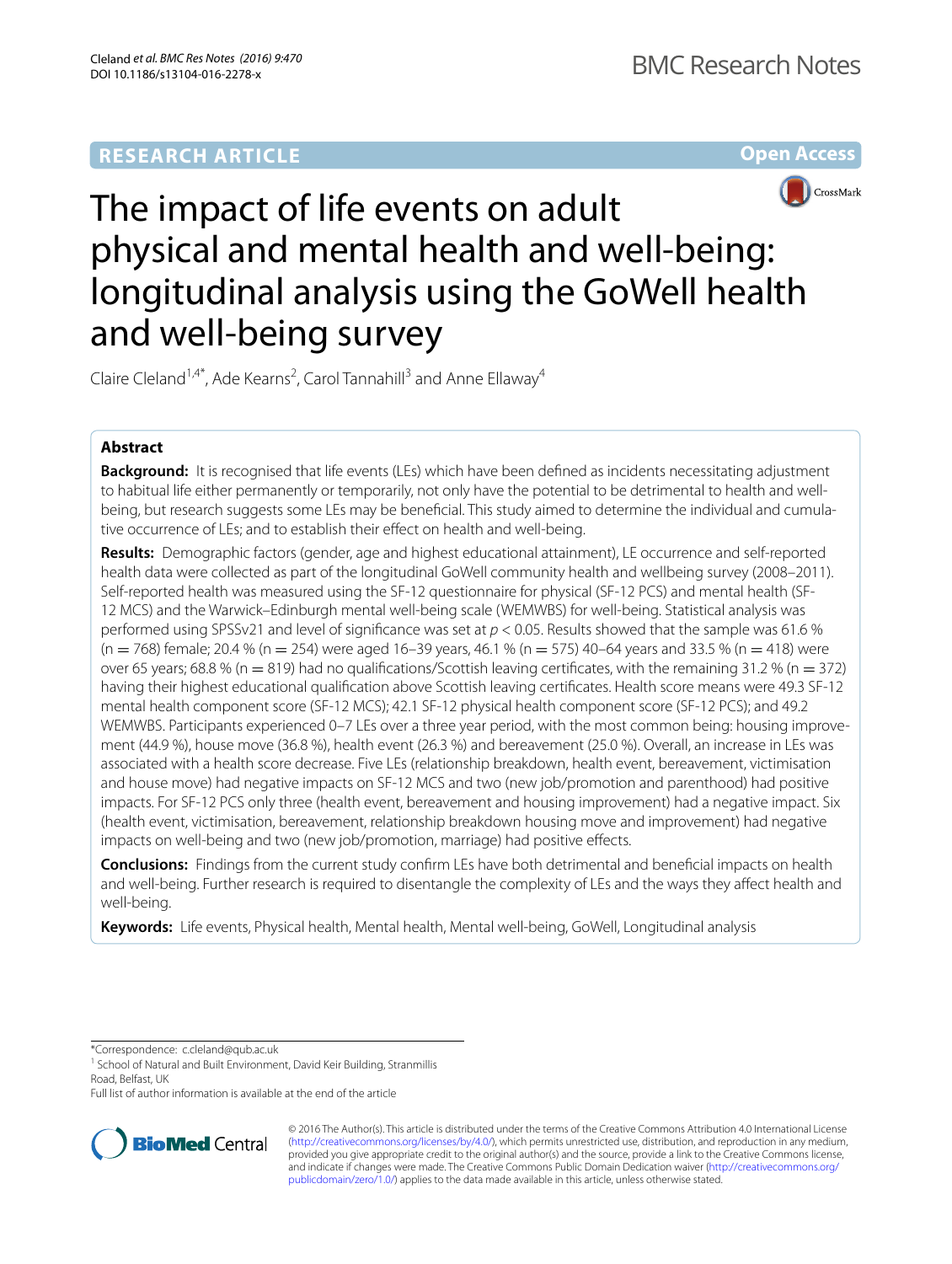RESEARCH ARTICLE

Open Access

# The impact of life events on adult physical and mental health and well-being: longitudinal analysis using the GoWell health and well-being survey

Claire Cleland[1,4*], Ade Kearns[2], Carol Tannahill[3] and Anne Ellaway[4]

## Abstract

**Background:** It is recognised that life events (LEs) which have been defined as incidents necessitating adjustment to habitual life either permanently or temporarily, not only have the potential to be detrimental to health and well-being, but research suggests some LEs may be beneficial. This study aimed to determine the individual and cumulative occurrence of LEs; and to establish their effect on health and well-being.

**Results:** Demographic factors (gender, age and highest educational attainment), LE occurrence and self-reported health data were collected as part of the longitudinal GoWell community health and wellbeing survey (2008–2011). Self-reported health was measured using the SF-12 questionnaire for physical (SF-12 PCS) and mental health (SF-12 MCS) and the Warwick–Edinburgh mental well-being scale (WEMWBS) for well-being. Statistical analysis was performed using SPSSv21 and level of significance was set at $p < 0.05$. Results showed that the sample was 61.6 % (n = 768) female; 20.4 % (n = 254) were aged 16–39 years, 46.1 % (n = 575) 40–64 years and 33.5 % (n = 418) were over 65 years; 68.8 % (n = 819) had no qualifications/Scottish leaving certificates, with the remaining 31.2 % (n = 372) having their highest educational qualification above Scottish leaving certificates. Health score means were 49.3 SF-12 mental health component score (SF-12 MCS); 42.1 SF-12 physical health component score (SF-12 PCS); and 49.2 WEMWBS. Participants experienced 0–7 LEs over a three year period, with the most common being: housing improvement (44.9 %), house move (36.8 %), health event (26.3 %) and bereavement (25.0 %). Overall, an increase in LEs was associated with a health score decrease. Five LEs (relationship breakdown, health event, bereavement, victimisation and house move) had negative impacts on SF-12 MCS and two (new job/promotion and parenthood) had positive impacts. For SF-12 PCS only three (health event, bereavement and housing improvement) had a negative impact. Six (health event, victimisation, bereavement, relationship breakdown housing move and improvement) had negative impacts on well-being and two (new job/promotion, marriage) had positive effects.

**Conclusions:** Findings from the current study confirm LEs have both detrimental and beneficial impacts on health and well-being. Further research is required to disentangle the complexity of LEs and the ways they affect health and well-being.

**Keywords:** Life events, Physical health, Mental health, Mental well-being, GoWell, Longitudinal analysis

*Correspondence: c.cleland@qub.ac.uk
[1] School of Natural and Built Environment, David Keir Building, Stranmillis Road, Belfast, UK
Full list of author information is available at the end of the article

© 2016 The Author(s). This article is distributed under the terms of the Creative Commons Attribution 4.0 International License (http://creativecommons.org/licenses/by/4.0/), which permits unrestricted use, distribution, and reproduction in any medium, provided you give appropriate credit to the original author(s) and the source, provide a link to the Creative Commons license, and indicate if changes were made. The Creative Commons Public Domain Dedication waiver (http://creativecommons.org/publicdomain/zero/1.0/) applies to the data made available in this article, unless otherwise stated.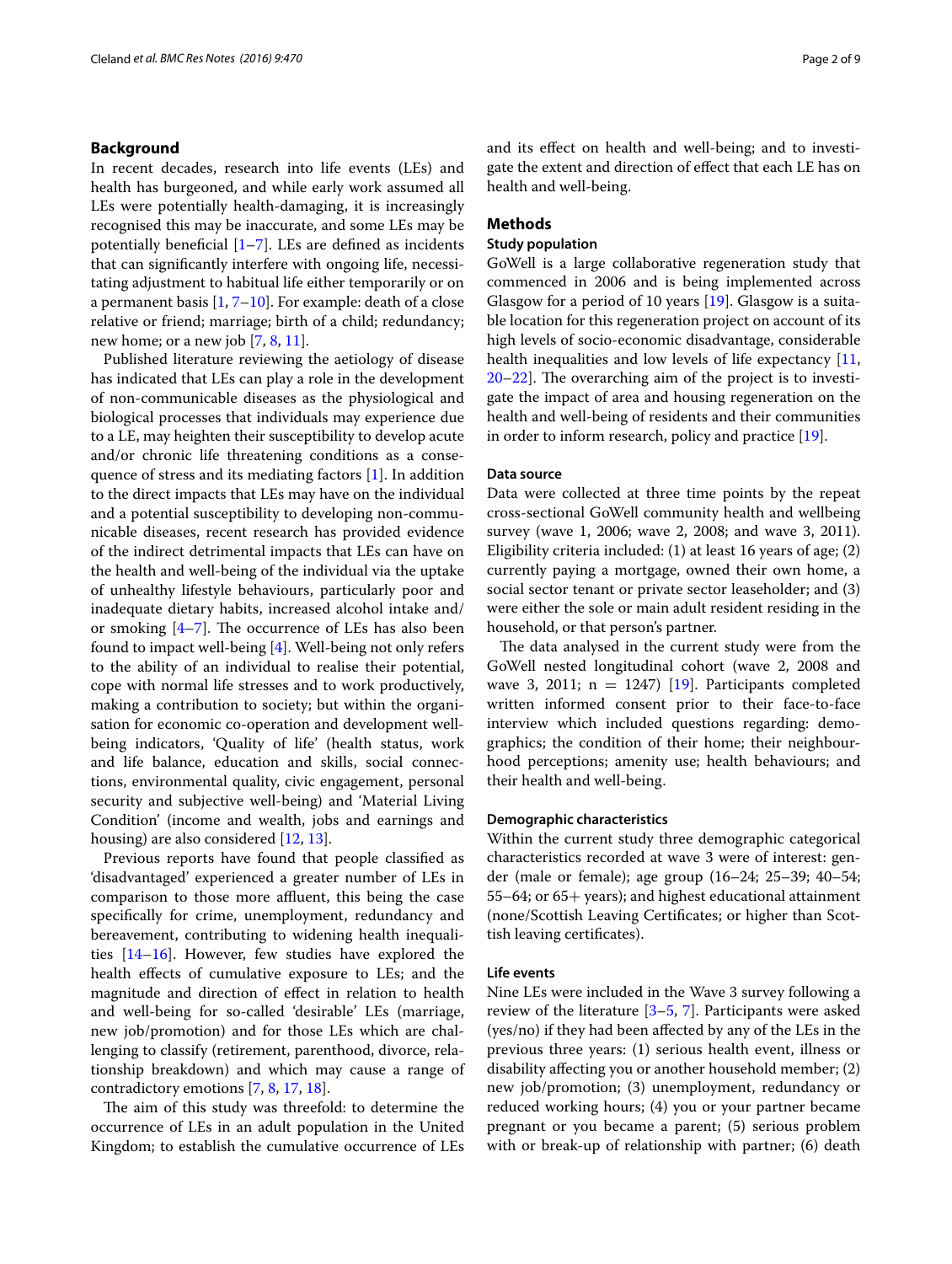## Background

In recent decades, research into life events (LEs) and health has burgeoned, and while early work assumed all LEs were potentially health-damaging, it is increasingly recognised this may be inaccurate, and some LEs may be potentially beneficial [1–7]. LEs are defined as incidents that can significantly interfere with ongoing life, necessitating adjustment to habitual life either temporarily or on a permanent basis [1, 7–10]. For example: death of a close relative or friend; marriage; birth of a child; redundancy; new home; or a new job [7, 8, 11].

Published literature reviewing the aetiology of disease has indicated that LEs can play a role in the development of non-communicable diseases as the physiological and biological processes that individuals may experience due to a LE, may heighten their susceptibility to develop acute and/or chronic life threatening conditions as a consequence of stress and its mediating factors [1]. In addition to the direct impacts that LEs may have on the individual and a potential susceptibility to developing non-communicable diseases, recent research has provided evidence of the indirect detrimental impacts that LEs can have on the health and well-being of the individual via the uptake of unhealthy lifestyle behaviours, particularly poor and inadequate dietary habits, increased alcohol intake and/or smoking [4–7]. The occurrence of LEs has also been found to impact well-being [4]. Well-being not only refers to the ability of an individual to realise their potential, cope with normal life stresses and to work productively, making a contribution to society; but within the organisation for economic co-operation and development well-being indicators, 'Quality of life' (health status, work and life balance, education and skills, social connections, environmental quality, civic engagement, personal security and subjective well-being) and 'Material Living Condition' (income and wealth, jobs and earnings and housing) are also considered [12, 13].

Previous reports have found that people classified as 'disadvantaged' experienced a greater number of LEs in comparison to those more affluent, this being the case specifically for crime, unemployment, redundancy and bereavement, contributing to widening health inequalities [14–16]. However, few studies have explored the health effects of cumulative exposure to LEs; and the magnitude and direction of effect in relation to health and well-being for so-called 'desirable' LEs (marriage, new job/promotion) and for those LEs which are challenging to classify (retirement, parenthood, divorce, relationship breakdown) and which may cause a range of contradictory emotions [7, 8, 17, 18].

The aim of this study was threefold: to determine the occurrence of LEs in an adult population in the United Kingdom; to establish the cumulative occurrence of LEs and its effect on health and well-being; and to investigate the extent and direction of effect that each LE has on health and well-being.

## Methods

### Study population

GoWell is a large collaborative regeneration study that commenced in 2006 and is being implemented across Glasgow for a period of 10 years [19]. Glasgow is a suitable location for this regeneration project on account of its high levels of socio-economic disadvantage, considerable health inequalities and low levels of life expectancy [11, 20–22]. The overarching aim of the project is to investigate the impact of area and housing regeneration on the health and well-being of residents and their communities in order to inform research, policy and practice [19].

### Data source

Data were collected at three time points by the repeat cross-sectional GoWell community health and wellbeing survey (wave 1, 2006; wave 2, 2008; and wave 3, 2011). Eligibility criteria included: (1) at least 16 years of age; (2) currently paying a mortgage, owned their own home, a social sector tenant or private sector leaseholder; and (3) were either the sole or main adult resident residing in the household, or that person's partner.

The data analysed in the current study were from the GoWell nested longitudinal cohort (wave 2, 2008 and wave 3, 2011; n = 1247) [19]. Participants completed written informed consent prior to their face-to-face interview which included questions regarding: demographics; the condition of their home; their neighbourhood perceptions; amenity use; health behaviours; and their health and well-being.

### Demographic characteristics

Within the current study three demographic categorical characteristics recorded at wave 3 were of interest: gender (male or female); age group (16–24; 25–39; 40–54; 55–64; or 65+ years); and highest educational attainment (none/Scottish Leaving Certificates; or higher than Scottish leaving certificates).

### Life events

Nine LEs were included in the Wave 3 survey following a review of the literature [3–5, 7]. Participants were asked (yes/no) if they had been affected by any of the LEs in the previous three years: (1) serious health event, illness or disability affecting you or another household member; (2) new job/promotion; (3) unemployment, redundancy or reduced working hours; (4) you or your partner became pregnant or you became a parent; (5) serious problem with or break-up of relationship with partner; (6) death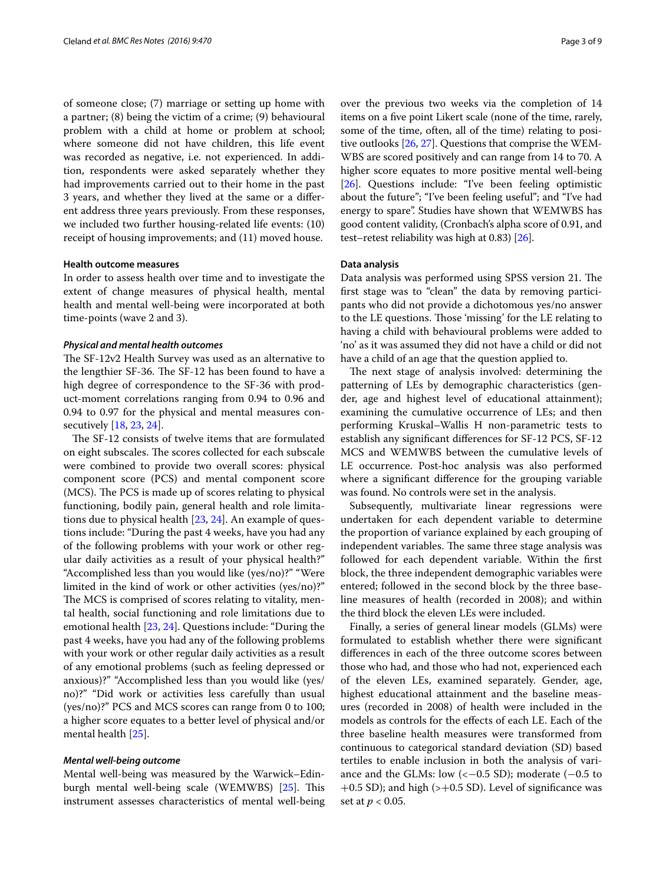of someone close; (7) marriage or setting up home with a partner; (8) being the victim of a crime; (9) behavioural problem with a child at home or problem at school; where someone did not have children, this life event was recorded as negative, i.e. not experienced. In addition, respondents were asked separately whether they had improvements carried out to their home in the past 3 years, and whether they lived at the same or a different address three years previously. From these responses, we included two further housing-related life events: (10) receipt of housing improvements; and (11) moved house.

#### Health outcome measures

In order to assess health over time and to investigate the extent of change measures of physical health, mental health and mental well-being were incorporated at both time-points (wave 2 and 3).

##### *Physical and mental health outcomes*

The SF-12v2 Health Survey was used as an alternative to the lengthier SF-36. The SF-12 has been found to have a high degree of correspondence to the SF-36 with product-moment correlations ranging from 0.94 to 0.96 and 0.94 to 0.97 for the physical and mental measures consecutively [18, 23, 24].

The SF-12 consists of twelve items that are formulated on eight subscales. The scores collected for each subscale were combined to provide two overall scores: physical component score (PCS) and mental component score (MCS). The PCS is made up of scores relating to physical functioning, bodily pain, general health and role limitations due to physical health [23, 24]. An example of questions include: "During the past 4 weeks, have you had any of the following problems with your work or other regular daily activities as a result of your physical health?" "Accomplished less than you would like (yes/no)?" "Were limited in the kind of work or other activities (yes/no)?" The MCS is comprised of scores relating to vitality, mental health, social functioning and role limitations due to emotional health [23, 24]. Questions include: "During the past 4 weeks, have you had any of the following problems with your work or other regular daily activities as a result of any emotional problems (such as feeling depressed or anxious)?" "Accomplished less than you would like (yes/no)?" "Did work or activities less carefully than usual (yes/no)?" PCS and MCS scores can range from 0 to 100; a higher score equates to a better level of physical and/or mental health [25].

##### *Mental well-being outcome*

Mental well-being was measured by the Warwick–Edinburgh mental well-being scale (WEMWBS) [25]. This instrument assesses characteristics of mental well-being over the previous two weeks via the completion of 14 items on a five point Likert scale (none of the time, rarely, some of the time, often, all of the time) relating to positive outlooks [26, 27]. Questions that comprise the WEMWBS are scored positively and can range from 14 to 70. A higher score equates to more positive mental well-being [26]. Questions include: "I've been feeling optimistic about the future"; "I've been feeling useful"; and "I've had energy to spare". Studies have shown that WEMWBS has good content validity, (Cronbach's alpha score of 0.91, and test–retest reliability was high at 0.83) [26].

#### Data analysis

Data analysis was performed using SPSS version 21. The first stage was to "clean" the data by removing participants who did not provide a dichotomous yes/no answer to the LE questions. Those 'missing' for the LE relating to having a child with behavioural problems were added to 'no' as it was assumed they did not have a child or did not have a child of an age that the question applied to.

The next stage of analysis involved: determining the patterning of LEs by demographic characteristics (gender, age and highest level of educational attainment); examining the cumulative occurrence of LEs; and then performing Kruskal–Wallis H non-parametric tests to establish any significant differences for SF-12 PCS, SF-12 MCS and WEMWBS between the cumulative levels of LE occurrence. Post-hoc analysis was also performed where a significant difference for the grouping variable was found. No controls were set in the analysis.

Subsequently, multivariate linear regressions were undertaken for each dependent variable to determine the proportion of variance explained by each grouping of independent variables. The same three stage analysis was followed for each dependent variable. Within the first block, the three independent demographic variables were entered; followed in the second block by the three baseline measures of health (recorded in 2008); and within the third block the eleven LEs were included.

Finally, a series of general linear models (GLMs) were formulated to establish whether there were significant differences in each of the three outcome scores between those who had, and those who had not, experienced each of the eleven LEs, examined separately. Gender, age, highest educational attainment and the baseline measures (recorded in 2008) of health were included in the models as controls for the effects of each LE. Each of the three baseline health measures were transformed from continuous to categorical standard deviation (SD) based tertiles to enable inclusion in both the analysis of variance and the GLMs: low (<−0.5 SD); moderate (−0.5 to +0.5 SD); and high (>+0.5 SD). Level of significance was set at $p < 0.05$.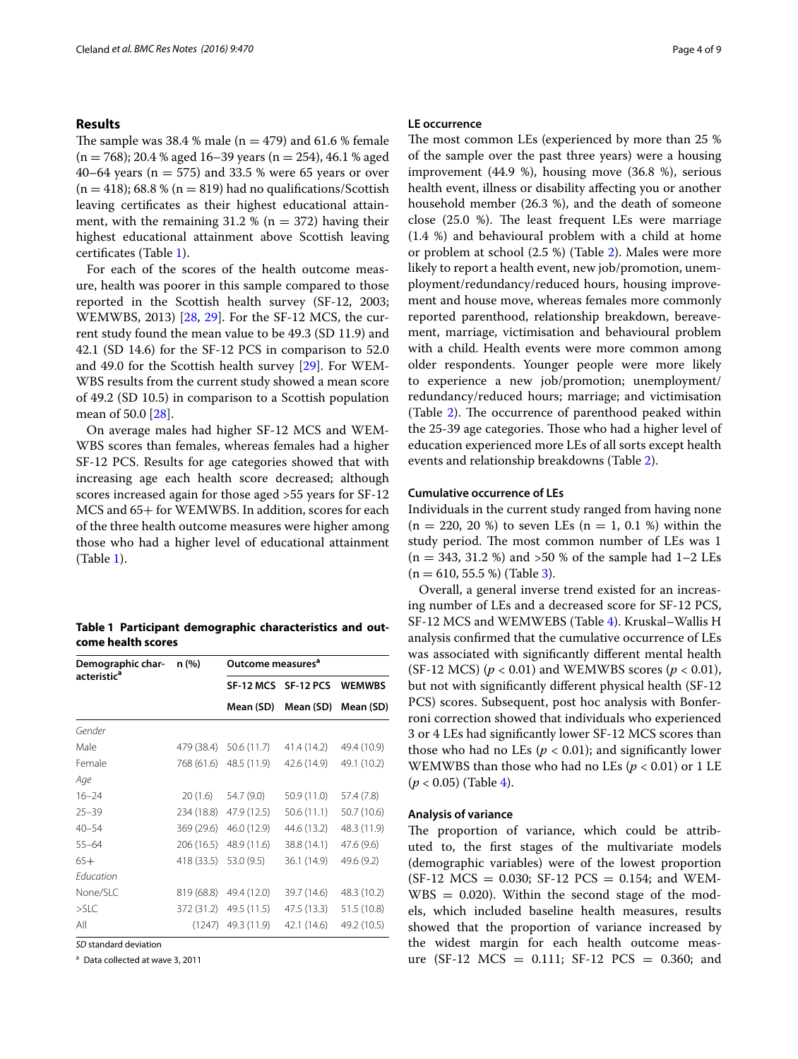## Results

The sample was 38.4 % male (n = 479) and 61.6 % female (n = 768); 20.4 % aged 16–39 years (n = 254), 46.1 % aged 40–64 years (n = 575) and 33.5 % were 65 years or over (n = 418); 68.8 % (n = 819) had no qualifications/Scottish leaving certificates as their highest educational attainment, with the remaining 31.2 % (n = 372) having their highest educational attainment above Scottish leaving certificates (Table 1).

For each of the scores of the health outcome measure, health was poorer in this sample compared to those reported in the Scottish health survey (SF-12, 2003; WEMWBS, 2013) [28, 29]. For the SF-12 MCS, the current study found the mean value to be 49.3 (SD 11.9) and 42.1 (SD 14.6) for the SF-12 PCS in comparison to 52.0 and 49.0 for the Scottish health survey [29]. For WEMWBS results from the current study showed a mean score of 49.2 (SD 10.5) in comparison to a Scottish population mean of 50.0 [28].

On average males had higher SF-12 MCS and WEMWBS scores than females, whereas females had a higher SF-12 PCS. Results for age categories showed that with increasing age each health score decreased; although scores increased again for those aged >55 years for SF-12 MCS and 65+ for WEMWBS. In addition, scores for each of the three health outcome measures were higher among those who had a higher level of educational attainment (Table 1).

**Table 1 Participant demographic characteristics and outcome health scores**

| Demographic characteristic[a] | n (%) | Outcome measures[a] | | |
|---|---|---|---|---|
| | | SF-12 MCS | SF-12 PCS | WEMWBS |
| | | Mean (SD) | Mean (SD) | Mean (SD) |
| *Gender* | | | | |
| Male | 479 (38.4) | 50.6 (11.7) | 41.4 (14.2) | 49.4 (10.9) |
| Female | 768 (61.6) | 48.5 (11.9) | 42.6 (14.9) | 49.1 (10.2) |
| *Age* | | | | |
| 16–24 | 20 (1.6) | 54.7 (9.0) | 50.9 (11.0) | 57.4 (7.8) |
| 25–39 | 234 (18.8) | 47.9 (12.5) | 50.6 (11.1) | 50.7 (10.6) |
| 40–54 | 369 (29.6) | 46.0 (12.9) | 44.6 (13.2) | 48.3 (11.9) |
| 55–64 | 206 (16.5) | 48.9 (11.6) | 38.8 (14.1) | 47.6 (9.6) |
| 65+ | 418 (33.5) | 53.0 (9.5) | 36.1 (14.9) | 49.6 (9.2) |
| *Education* | | | | |
| None/SLC | 819 (68.8) | 49.4 (12.0) | 39.7 (14.6) | 48.3 (10.2) |
| >SLC | 372 (31.2) | 49.5 (11.5) | 47.5 (13.3) | 51.5 (10.8) |
| All | (1247) | 49.3 (11.9) | 42.1 (14.6) | 49.2 (10.5) |

*SD* standard deviation

[a] Data collected at wave 3, 2011

### LE occurrence

The most common LEs (experienced by more than 25 % of the sample over the past three years) were a housing improvement (44.9 %), housing move (36.8 %), serious health event, illness or disability affecting you or another household member (26.3 %), and the death of someone close (25.0 %). The least frequent LEs were marriage (1.4 %) and behavioural problem with a child at home or problem at school (2.5 %) (Table 2). Males were more likely to report a health event, new job/promotion, unemployment/redundancy/reduced hours, housing improvement and house move, whereas females more commonly reported parenthood, relationship breakdown, bereavement, marriage, victimisation and behavioural problem with a child. Health events were more common among older respondents. Younger people were more likely to experience a new job/promotion; unemployment/redundancy/reduced hours; marriage; and victimisation (Table 2). The occurrence of parenthood peaked within the 25-39 age categories. Those who had a higher level of education experienced more LEs of all sorts except health events and relationship breakdowns (Table 2).

### Cumulative occurrence of LEs

Individuals in the current study ranged from having none (n = 220, 20 %) to seven LEs (n = 1, 0.1 %) within the study period. The most common number of LEs was 1 (n = 343, 31.2 %) and >50 % of the sample had 1–2 LEs (n = 610, 55.5 %) (Table 3).

Overall, a general inverse trend existed for an increasing number of LEs and a decreased score for SF-12 PCS, SF-12 MCS and WEMWEBS (Table 4). Kruskal–Wallis H analysis confirmed that the cumulative occurrence of LEs was associated with significantly different mental health (SF-12 MCS) ($p < 0.01$) and WEMWBS scores ($p < 0.01$), but not with significantly different physical health (SF-12 PCS) scores. Subsequent, post hoc analysis with Bonferroni correction showed that individuals who experienced 3 or 4 LEs had significantly lower SF-12 MCS scores than those who had no LEs ($p < 0.01$); and significantly lower WEMWBS than those who had no LEs ($p < 0.01$) or 1 LE ($p < 0.05$) (Table 4).

### Analysis of variance

The proportion of variance, which could be attributed to, the first stages of the multivariate models (demographic variables) were of the lowest proportion (SF-12 MCS = 0.030; SF-12 PCS = 0.154; and WEMWBS = 0.020). Within the second stage of the models, which included baseline health measures, results showed that the proportion of variance increased by the widest margin for each health outcome measure (SF-12 MCS = 0.111; SF-12 PCS = 0.360; and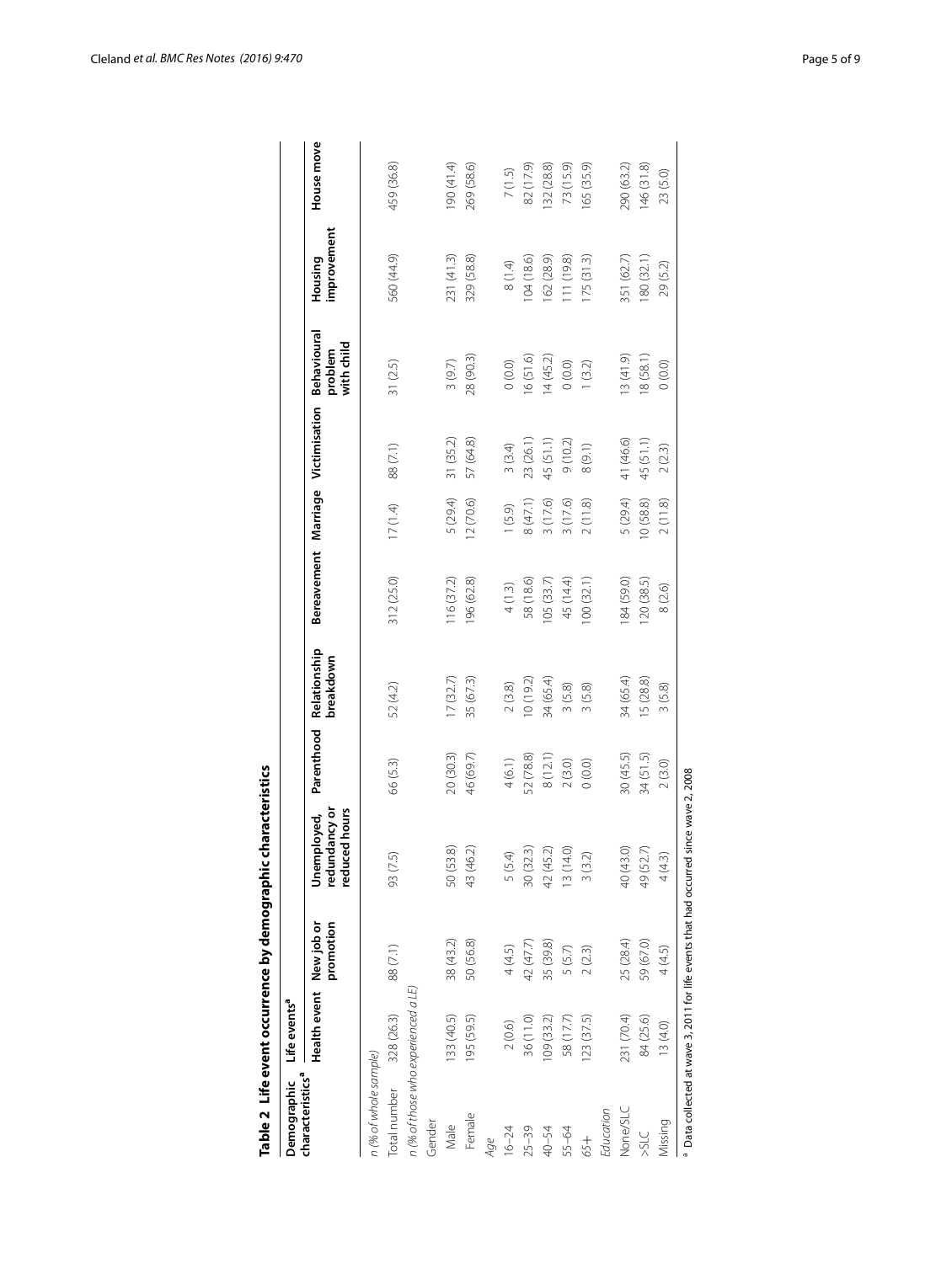**Table 2 Life event occurrence by demographic characteristics**

| Demographic characteristics[a] | Life events[a] | | | | | | | | | | | |
|---|---|---|---|---|---|---|---|---|---|---|---|---|
| | Health event | New job or promotion | Unemployed, redundancy or reduced hours | Parenthood | Relationship breakdown | Bereavement | Marriage | Victimisation | Behavioural problem with child | Housing improvement | House move |
| *n (% of whole sample)* | | | | | | | | | | | |
| Total number | 328 (26.3) | 88 (7.1) | 93 (7.5) | 66 (5.3) | 52 (4.2) | 312 (25.0) | 17 (1.4) | 88 (7.1) | 31 (2.5) | 560 (44.9) | 459 (36.8) |
| *n (% of those who experienced a LE)* | | | | | | | | | | | |
| Gender | | | | | | | | | | | |
| Male | 133 (40.5) | 38 (43.2) | 50 (53.8) | 20 (30.3) | 17 (32.7) | 116 (37.2) | 5 (29.4) | 31 (35.2) | 3 (9.7) | 231 (41.3) | 190 (41.4) |
| Female | 195 (59.5) | 50 (56.8) | 43 (46.2) | 46 (69.7) | 35 (67.3) | 196 (62.8) | 12 (70.6) | 57 (64.8) | 28 (90.3) | 329 (58.8) | 269 (58.6) |
| *Age* | | | | | | | | | | | |
| 16–24 | 2 (0.6) | 4 (4.5) | 5 (5.4) | 4 (6.1) | 2 (3.8) | 4 (1.3) | 1 (5.9) | 3 (3.4) | 0 (0.0) | 8 (1.4) | 7 (1.5) |
| 25–39 | 36 (11.0) | 42 (47.7) | 30 (32.3) | 52 (78.8) | 10 (19.2) | 58 (18.6) | 8 (47.1) | 23 (26.1) | 16 (51.6) | 104 (18.6) | 82 (17.9) |
| 40–54 | 109 (33.2) | 35 (39.8) | 42 (45.2) | 8 (12.1) | 34 (65.4) | 105 (33.7) | 3 (17.6) | 45 (51.1) | 14 (45.2) | 162 (28.9) | 132 (28.8) |
| 55–64 | 58 (17.7) | 5 (5.7) | 13 (14.0) | 2 (3.0) | 3 (5.8) | 45 (14.4) | 3 (17.6) | 9 (10.2) | 0 (0.0) | 111 (19.8) | 73 (15.9) |
| 65+ | 123 (37.5) | 2 (2.3) | 3 (3.2) | 0 (0.0) | 3 (5.8) | 100 (32.1) | 2 (11.8) | 8 (9.1) | 1 (3.2) | 175 (31.3) | 165 (35.9) |
| *Education* | | | | | | | | | | | |
| None/SLC | 231 (70.4) | 25 (28.4) | 40 (43.0) | 30 (45.5) | 34 (65.4) | 184 (59.0) | 5 (29.4) | 41 (46.6) | 13 (41.9) | 351 (62.7) | 290 (63.2) |
| >SLC | 84 (25.6) | 59 (67.0) | 49 (52.7) | 34 (51.5) | 15 (28.8) | 120 (38.5) | 10 (58.8) | 45 (51.1) | 18 (58.1) | 180 (32.1) | 146 (31.8) |
| Missing | 13 (4.0) | 4 (4.5) | 4 (4.3) | 2 (3.0) | 3 (5.8) | 8 (2.6) | 2 (11.8) | 2 (2.3) | 0 (0.0) | 29 (5.2) | 23 (5.0) |

[a] Data collected at wave 3, 2011 for life events that had occurred since wave 2, 2008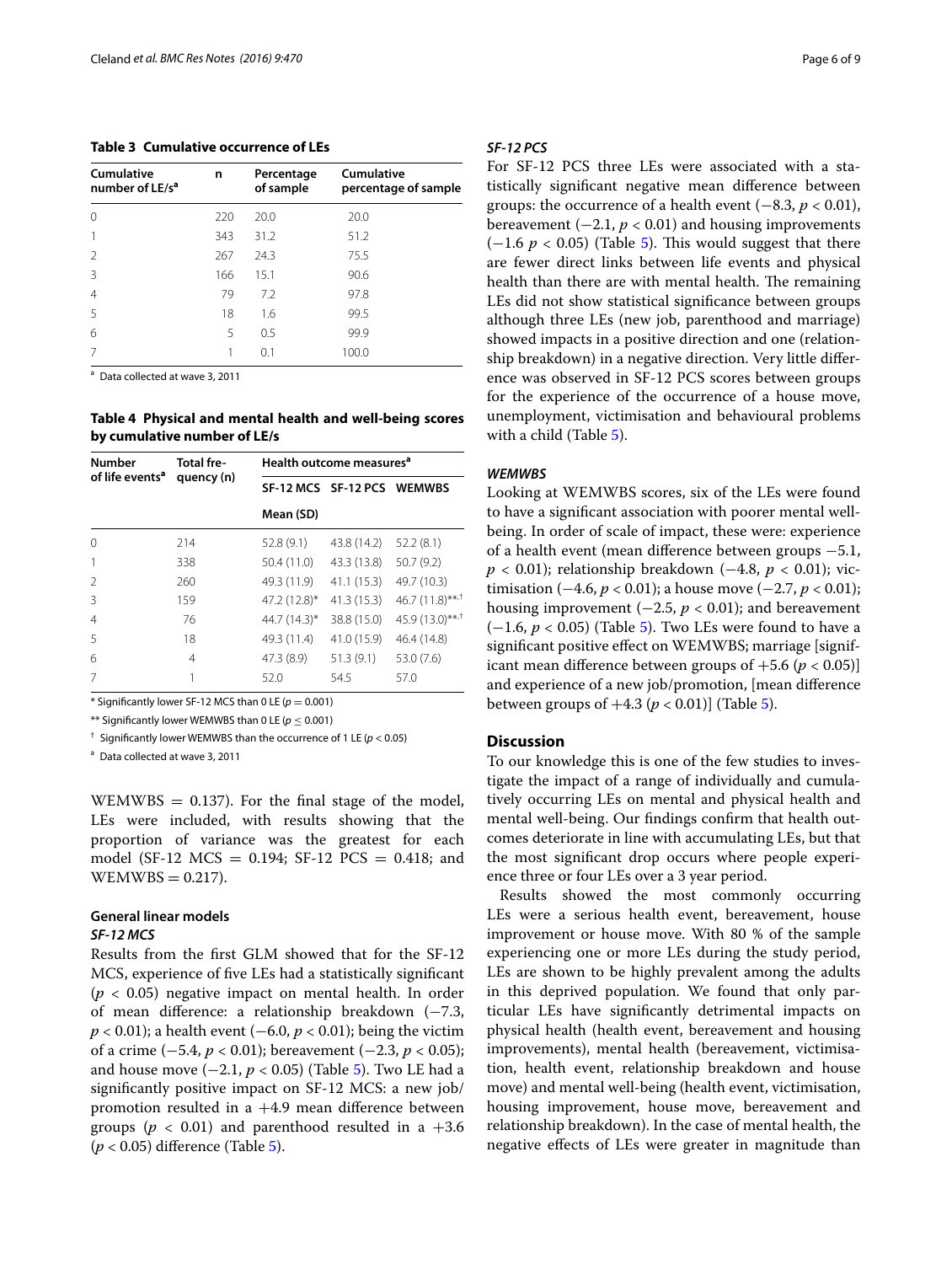**Table 3 Cumulative occurrence of LEs**

| Cumulative number of LE/s[a] | n | Percentage of sample | Cumulative percentage of sample |
|---|---|---|---|
| 0 | 220 | 20.0 | 20.0 |
| 1 | 343 | 31.2 | 51.2 |
| 2 | 267 | 24.3 | 75.5 |
| 3 | 166 | 15.1 | 90.6 |
| 4 | 79 | 7.2 | 97.8 |
| 5 | 18 | 1.6 | 99.5 |
| 6 | 5 | 0.5 | 99.9 |
| 7 | 1 | 0.1 | 100.0 |

[a] Data collected at wave 3, 2011

**Table 4 Physical and mental health and well-being scores by cumulative number of LE/s**

| Number of life events[a] | Total frequency (n) | Health outcome measures[a] | | |
|---|---|---|---|---|
| | | SF-12 MCS | SF-12 PCS | WEMWBS |
| | | Mean (SD) | | |
| 0 | 214 | 52.8 (9.1) | 43.8 (14.2) | 52.2 (8.1) |
| 1 | 338 | 50.4 (11.0) | 43.3 (13.8) | 50.7 (9.2) |
| 2 | 260 | 49.3 (11.9) | 41.1 (15.3) | 49.7 (10.3) |
| 3 | 159 | 47.2 (12.8)* | 41.3 (15.3) | 46.7 (11.8)**,† |
| 4 | 76 | 44.7 (14.3)* | 38.8 (15.0) | 45.9 (13.0)**,† |
| 5 | 18 | 49.3 (11.4) | 41.0 (15.9) | 46.4 (14.8) |
| 6 | 4 | 47.3 (8.9) | 51.3 (9.1) | 53.0 (7.6) |
| 7 | 1 | 52.0 | 54.5 | 57.0 |

* Significantly lower SF-12 MCS than 0 LE ($p = 0.001$)

** Significantly lower WEMWBS than 0 LE ($p \leq 0.001$)

† Significantly lower WEMWBS than the occurrence of 1 LE ($p < 0.05$)

[a] Data collected at wave 3, 2011

WEMWBS = 0.137). For the final stage of the model, LEs were included, with results showing that the proportion of variance was the greatest for each model (SF-12 MCS = 0.194; SF-12 PCS = 0.418; and WEMWBS = 0.217).

### General linear models

#### *SF-12 MCS*

Results from the first GLM showed that for the SF-12 MCS, experience of five LEs had a statistically significant ($p < 0.05$) negative impact on mental health. In order of mean difference: a relationship breakdown (−7.3, $p < 0.01$); a health event (−6.0, $p < 0.01$); being the victim of a crime (−5.4, $p < 0.01$); bereavement (−2.3, $p < 0.05$); and house move (−2.1, $p < 0.05$) (Table 5). Two LE had a significantly positive impact on SF-12 MCS: a new job/promotion resulted in a +4.9 mean difference between groups ($p < 0.01$) and parenthood resulted in a +3.6 ($p < 0.05$) difference (Table 5).

#### *SF-12 PCS*

For SF-12 PCS three LEs were associated with a statistically significant negative mean difference between groups: the occurrence of a health event (−8.3, $p < 0.01$), bereavement (−2.1, $p < 0.01$) and housing improvements (−1.6 $p < 0.05$) (Table 5). This would suggest that there are fewer direct links between life events and physical health than there are with mental health. The remaining LEs did not show statistical significance between groups although three LEs (new job, parenthood and marriage) showed impacts in a positive direction and one (relationship breakdown) in a negative direction. Very little difference was observed in SF-12 PCS scores between groups for the experience of the occurrence of a house move, unemployment, victimisation and behavioural problems with a child (Table 5).

#### *WEMWBS*

Looking at WEMWBS scores, six of the LEs were found to have a significant association with poorer mental well-being. In order of scale of impact, these were: experience of a health event (mean difference between groups −5.1, $p < 0.01$); relationship breakdown (−4.8, $p < 0.01$); victimisation (−4.6, $p < 0.01$); a house move (−2.7, $p < 0.01$); housing improvement (−2.5, $p < 0.01$); and bereavement (−1.6, $p < 0.05$) (Table 5). Two LEs were found to have a significant positive effect on WEMWBS; marriage [significant mean difference between groups of +5.6 ($p < 0.05$)] and experience of a new job/promotion, [mean difference between groups of +4.3 ($p < 0.01$)] (Table 5).

## Discussion

To our knowledge this is one of the few studies to investigate the impact of a range of individually and cumulatively occurring LEs on mental and physical health and mental well-being. Our findings confirm that health outcomes deteriorate in line with accumulating LEs, but that the most significant drop occurs where people experience three or four LEs over a 3 year period.

Results showed the most commonly occurring LEs were a serious health event, bereavement, house improvement or house move. With 80 % of the sample experiencing one or more LEs during the study period, LEs are shown to be highly prevalent among the adults in this deprived population. We found that only particular LEs have significantly detrimental impacts on physical health (health event, bereavement and housing improvements), mental health (bereavement, victimisation, health event, relationship breakdown and house move) and mental well-being (health event, victimisation, housing improvement, house move, bereavement and relationship breakdown). In the case of mental health, the negative effects of LEs were greater in magnitude than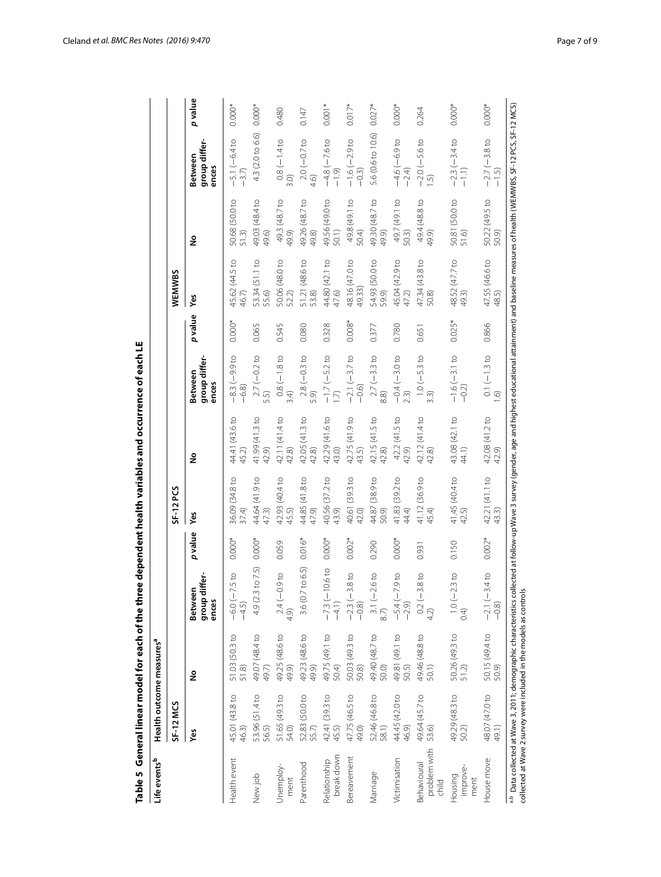**Table 5 General linear model for each of the three dependent health variables and occurrence of each LE**

| Life events[b] | Health outcome measures[a] | | | | | | | | | | | |
|---|---|---|---|---|---|---|---|---|---|---|---|---|
| | SF-12 MCS | | | | SF-12 PCS | | | | WEMWBS | | | |
| | Yes | No | Between group differences | p value | Yes | No | Between group differences | p value | Yes | No | Between group differences | p value |
| Health event | 45.01 (43.8 to 46.3) | 51.03 (50.3 to 51.8) | −6.0 (−7.5 to −4.5) | 0.000* | 36.09 (34.8 to 37.4) | 44.41 (43.6 to 45.2) | −8.3 (−9.9 to −6.8) | 0.000* | 45.62 (44.5 to 46.7) | 50.68 (50.0 to 51.3) | −5.1 (−6.4 to −3.7) | 0.000* |
| New job | 53.96 (51.4 to 56.5) | 49.07 (48.4 to 49.7) | 4.9 (2.3 to 7.5) | 0.000* | 44.64 (41.9 to 47.3) | 41.99 (41.3 to 42.9) | 2.7 (−0.2 to 5.5) | 0.065 | 53.34 (51.1 to 55.6) | 49.03 (48.4 to 49.6) | 4.3 (2.0 to 6.6) | 0.000* |
| Unemployment | 51.65 (49.3 to 54.0) | 49.25 (48.6 to 49.9) | 2.4 (−0.9 to 4.9) | 0.059 | 42.93 (40.4 to 45.5) | 42.11 (41.4 to 42.8) | 0.8 (−1.8 to 3.4) | 0.545 | 50.06 (48.0 to 52.2) | 49.3 (48.7 to 49.9) | 0.8 (−1.4 to 3.0) | 0.480 |
| Parenthood | 52.83 (50.0 to 55.7) | 49.23 (48.6 to 49.9) | 3.6 (0.7 to 6.5) | 0.016* | 44.85 (41.8 to 47.9) | 42.05 (41.3 to 42.8) | 2.8 (−0.3 to 5.9) | 0.080 | 51.21 (48.6 to 53.8) | 49.26 (48.7 to 49.8) | 2.0 (−0.7 to 4.6) | 0.147 |
| Relationship break down | 42.41 (39.3 to 45.5) | 49.75 (49.1 to 50.4) | −7.3 (−10.6 to −4.1) | 0.000* | 40.56 (37.2 to 43.9) | 42.29 (41.6 to 43.0) | −1.7 (−5.2 to 1.7) | 0.328 | 44.80 (42.1 to 47.6) | 49.56 (49.0 to 50.1) | −4.8 (−7.6 to −1.9) | 0.001* |
| Bereavement | 47.75 (46.5 to 49.0) | 50.03 (49.3 to 50.8) | −2.3 (−3.8 to −0.8) | 0.002* | 40.61 (39.3 to 42.0) | 42.75 (41.9 to 43.5) | −2.1 (−3.7 to −0.6) | 0.008* | 48.16 (47.0 to 49.33) | 49.8 (49.1 to 50.4) | −1.6 (−2.9 to −0.3) | 0.017* |
| Marriage | 52.46 (46.8 to 58.1) | 49.40 (48.7 to 50.0) | 3.1 (−2.6 to 8.7) | 0.290 | 44.87 (38.9 to 50.9) | 42.15 (41.5 to 42.8) | 2.7 (−3.3 to 8.8) | 0.377 | 54.93 (50.0 to 59.9) | 49.30 (48.7 to 49.9) | 5.6 (0.6 to 10.6) | 0.027* |
| Victimisation | 44.45 (42.0 to 46.9) | 49.81 (49.1 to 50.5) | −5.4 (−7.9 to −2.9) | 0.000* | 41.83 (39.2 to 44.4) | 42.2 (41.5 to 42.9) | −0.4 (−3.0 to 2.3) | 0.780 | 45.04 (42.9 to 47.2) | 49.7 (49.1 to 50.3) | −4.6 (−6.9 to −2.4) | 0.000* |
| Behavioural problem with child | 49.64 (45.7 to 53.6) | 49.46 (48.8 to 50.1) | 0.2 (−3.8 to 4.2) | 0.931 | 41.12 (36.9 to 45.4) | 42.12 (41.4 to 42.8) | 1.0 (−5.3 to 3.3) | 0.651 | 47.34 (43.8 to 50.8) | 49.4 (48.8 to 49.9) | −2.0 (−5.6 to 1.5) | 0.264 |
| Housing improvement | 49.29 (48.3 to 50.2) | 50.26 (49.3 to 51.2) | 1.0 (−2.3 to 0.4) | 0.150 | 41.45 (40.4 to 42.5) | 43.08 (42.1 to 44.1) | −1.6 (−3.1 to −0.2) | 0.025* | 48.52 (47.7 to 49.3) | 50.81 (50.0 to 51.6) | −2.3 (−3.4 to −1.1) | 0.000* |
| House move | 48.07 (47.0 to 49.1) | 50.15 (49.4 to 50.9) | −2.1 (−3.4 to −0.8) | 0.002* | 42.21 (41.1 to 43.3) | 42.08 (41.2 to 42.9) | 0.1 (−1.3 to 1.6) | 0.866 | 47.55 (46.6 to 48.5) | 50.22 (49.5 to 50.9) | −2.7 (−3.8 to −1.5) | 0.000* |

[a,b] Data collected at Wave 3, 2011; demographic characteristics collected at follow-up Wave 3 survey (gender, age and highest educational attainment) and baseline measures of health (WEMWBS, SF-12 PCS, SF-12 MCS) collected at Wave 2 survey were included in the models as controls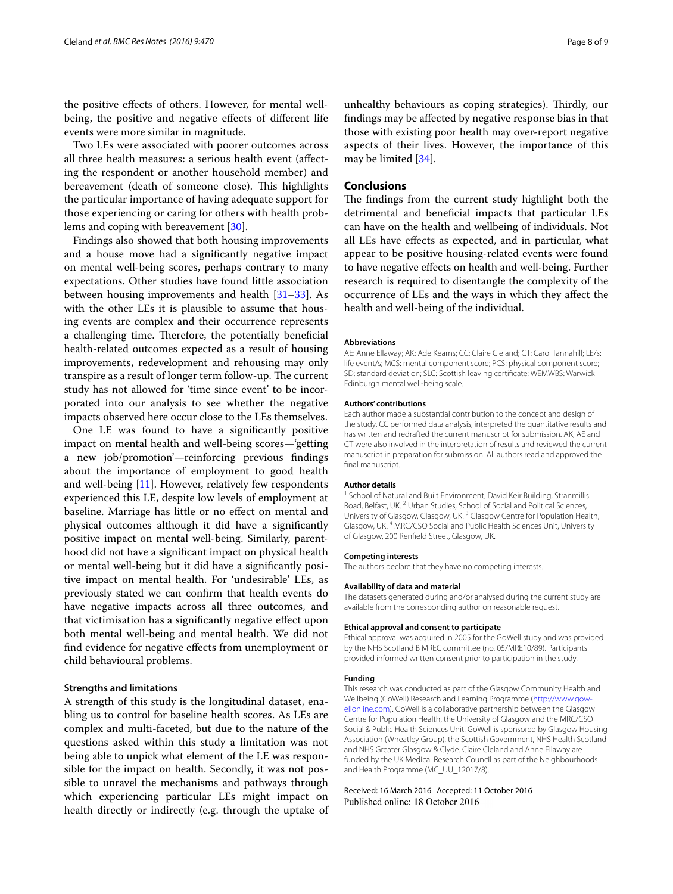the positive effects of others. However, for mental well-being, the positive and negative effects of different life events were more similar in magnitude.

Two LEs were associated with poorer outcomes across all three health measures: a serious health event (affecting the respondent or another household member) and bereavement (death of someone close). This highlights the particular importance of having adequate support for those experiencing or caring for others with health problems and coping with bereavement [30].

Findings also showed that both housing improvements and a house move had a significantly negative impact on mental well-being scores, perhaps contrary to many expectations. Other studies have found little association between housing improvements and health [31–33]. As with the other LEs it is plausible to assume that housing events are complex and their occurrence represents a challenging time. Therefore, the potentially beneficial health-related outcomes expected as a result of housing improvements, redevelopment and rehousing may only transpire as a result of longer term follow-up. The current study has not allowed for 'time since event' to be incorporated into our analysis to see whether the negative impacts observed here occur close to the LEs themselves.

One LE was found to have a significantly positive impact on mental health and well-being scores—'getting a new job/promotion'—reinforcing previous findings about the importance of employment to good health and well-being [11]. However, relatively few respondents experienced this LE, despite low levels of employment at baseline. Marriage has little or no effect on mental and physical outcomes although it did have a significantly positive impact on mental well-being. Similarly, parenthood did not have a significant impact on physical health or mental well-being but it did have a significantly positive impact on mental health. For 'undesirable' LEs, as previously stated we can confirm that health events do have negative impacts across all three outcomes, and that victimisation has a significantly negative effect upon both mental well-being and mental health. We did not find evidence for negative effects from unemployment or child behavioural problems.

### Strengths and limitations

A strength of this study is the longitudinal dataset, enabling us to control for baseline health scores. As LEs are complex and multi-faceted, but due to the nature of the questions asked within this study a limitation was not being able to unpick what element of the LE was responsible for the impact on health. Secondly, it was not possible to unravel the mechanisms and pathways through which experiencing particular LEs might impact on health directly or indirectly (e.g. through the uptake of unhealthy behaviours as coping strategies). Thirdly, our findings may be affected by negative response bias in that those with existing poor health may over-report negative aspects of their lives. However, the importance of this may be limited [34].

## Conclusions

The findings from the current study highlight both the detrimental and beneficial impacts that particular LEs can have on the health and wellbeing of individuals. Not all LEs have effects as expected, and in particular, what appear to be positive housing-related events were found to have negative effects on health and well-being. Further research is required to disentangle the complexity of the occurrence of LEs and the ways in which they affect the health and well-being of the individual.

#### Abbreviations

AE: Anne Ellaway; AK: Ade Kearns; CC: Claire Cleland; CT: Carol Tannahill; LE/s: life event/s; MCS: mental component score; PCS: physical component score; SD: standard deviation; SLC: Scottish leaving certificate; WEMWBS: Warwick–Edinburgh mental well-being scale.

#### Authors' contributions

Each author made a substantial contribution to the concept and design of the study. CC performed data analysis, interpreted the quantitative results and has written and redrafted the current manuscript for submission. AK, AE and CT were also involved in the interpretation of results and reviewed the current manuscript in preparation for submission. All authors read and approved the final manuscript.

#### Author details

[1] School of Natural and Built Environment, David Keir Building, Stranmillis Road, Belfast, UK. [2] Urban Studies, School of Social and Political Sciences, University of Glasgow, Glasgow, UK. [3] Glasgow Centre for Population Health, Glasgow, UK. [4] MRC/CSO Social and Public Health Sciences Unit, University of Glasgow, 200 Renfield Street, Glasgow, UK.

#### Competing interests

The authors declare that they have no competing interests.

#### Availability of data and material

The datasets generated during and/or analysed during the current study are available from the corresponding author on reasonable request.

#### Ethical approval and consent to participate

Ethical approval was acquired in 2005 for the GoWell study and was provided by the NHS Scotland B MREC committee (no. 05/MRE10/89). Participants provided informed written consent prior to participation in the study.

#### Funding

This research was conducted as part of the Glasgow Community Health and Wellbeing (GoWell) Research and Learning Programme (http://www.gowellonline.com). GoWell is a collaborative partnership between the Glasgow Centre for Population Health, the University of Glasgow and the MRC/CSO Social & Public Health Sciences Unit. GoWell is sponsored by Glasgow Housing Association (Wheatley Group), the Scottish Government, NHS Health Scotland and NHS Greater Glasgow & Clyde. Claire Cleland and Anne Ellaway are funded by the UK Medical Research Council as part of the Neighbourhoods and Health Programme (MC_UU_12017/8).

Received: 16 March 2016 Accepted: 11 October 2016
Published online: 18 October 2016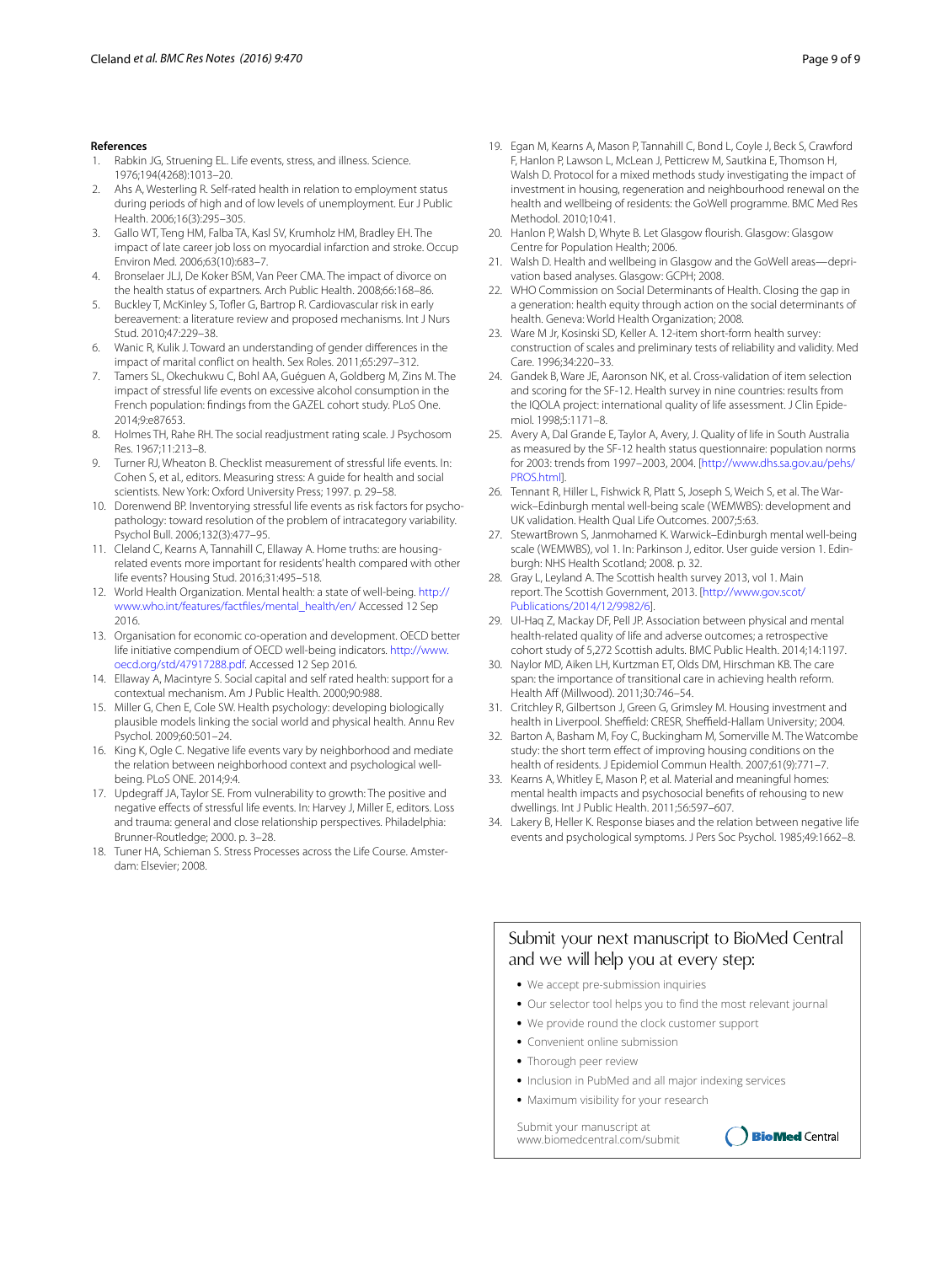#### References

1. Rabkin JG, Struening EL. Life events, stress, and illness. Science. 1976;194(4268):1013–20.
2. Ahs A, Westerling R. Self-rated health in relation to employment status during periods of high and of low levels of unemployment. Eur J Public Health. 2006;16(3):295–305.
3. Gallo WT, Teng HM, Falba TA, Kasl SV, Krumholz HM, Bradley EH. The impact of late career job loss on myocardial infarction and stroke. Occup Environ Med. 2006;63(10):683–7.
4. Bronselaer JLJ, De Koker BSM, Van Peer CMA. The impact of divorce on the health status of expartners. Arch Public Health. 2008;66:168–86.
5. Buckley T, McKinley S, Tofler G, Bartrop R. Cardiovascular risk in early bereavement: a literature review and proposed mechanisms. Int J Nurs Stud. 2010;47:229–38.
6. Wanic R, Kulik J. Toward an understanding of gender differences in the impact of marital conflict on health. Sex Roles. 2011;65:297–312.
7. Tamers SL, Okechukwu C, Bohl AA, Guéguen A, Goldberg M, Zins M. The impact of stressful life events on excessive alcohol consumption in the French population: findings from the GAZEL cohort study. PLoS One. 2014;9:e87653.
8. Holmes TH, Rahe RH. The social readjustment rating scale. J Psychosom Res. 1967;11:213–8.
9. Turner RJ, Wheaton B. Checklist measurement of stressful life events. In: Cohen S, et al., editors. Measuring stress: A guide for health and social scientists. New York: Oxford University Press; 1997. p. 29–58.
10. Dorenwend BP. Inventorying stressful life events as risk factors for psychopathology: toward resolution of the problem of intracategory variability. Psychol Bull. 2006;132(3):477–95.
11. Cleland C, Kearns A, Tannahill C, Ellaway A. Home truths: are housing-related events more important for residents' health compared with other life events? Housing Stud. 2016;31:495–518.
12. World Health Organization. Mental health: a state of well-being. http://www.who.int/features/factfiles/mental_health/en/ Accessed 12 Sep 2016.
13. Organisation for economic co-operation and development. OECD better life initiative compendium of OECD well-being indicators. http://www.oecd.org/std/47917288.pdf. Accessed 12 Sep 2016.
14. Ellaway A, Macintyre S. Social capital and self rated health: support for a contextual mechanism. Am J Public Health. 2000;90:988.
15. Miller G, Chen E, Cole SW. Health psychology: developing biologically plausible models linking the social world and physical health. Annu Rev Psychol. 2009;60:501–24.
16. King K, Ogle C. Negative life events vary by neighborhood and mediate the relation between neighborhood context and psychological well-being. PLoS ONE. 2014;9:4.
17. Updegraff JA, Taylor SE. From vulnerability to growth: The positive and negative effects of stressful life events. In: Harvey J, Miller E, editors. Loss and trauma: general and close relationship perspectives. Philadelphia: Brunner-Routledge; 2000. p. 3–28.
18. Tuner HA, Schieman S. Stress Processes across the Life Course. Amsterdam: Elsevier; 2008.
19. Egan M, Kearns A, Mason P, Tannahill C, Bond L, Coyle J, Beck S, Crawford F, Hanlon P, Lawson L, McLean J, Petticrew M, Sautkina E, Thomson H, Walsh D. Protocol for a mixed methods study investigating the impact of investment in housing, regeneration and neighbourhood renewal on the health and wellbeing of residents: the GoWell programme. BMC Med Res Methodol. 2010;10:41.
20. Hanlon P, Walsh D, Whyte B. Let Glasgow flourish. Glasgow: Glasgow Centre for Population Health; 2006.
21. Walsh D. Health and wellbeing in Glasgow and the GoWell areas—deprivation based analyses. Glasgow: GCPH; 2008.
22. WHO Commission on Social Determinants of Health. Closing the gap in a generation: health equity through action on the social determinants of health. Geneva: World Health Organization; 2008.
23. Ware M Jr, Kosinski SD, Keller A. 12-item short-form health survey: construction of scales and preliminary tests of reliability and validity. Med Care. 1996;34:220–33.
24. Gandek B, Ware JE, Aaronson NK, et al. Cross-validation of item selection and scoring for the SF-12. Health survey in nine countries: results from the IQOLA project: international quality of life assessment. J Clin Epidemiol. 1998;5:1171–8.
25. Avery A, Dal Grande E, Taylor A, Avery, J. Quality of life in South Australia as measured by the SF-12 health status questionnaire: population norms for 2003: trends from 1997–2003, 2004. [http://www.dhs.sa.gov.au/pehs/PROS.html].
26. Tennant R, Hiller L, Fishwick R, Platt S, Joseph S, Weich S, et al. The Warwick–Edinburgh mental well-being scale (WEMWBS): development and UK validation. Health Qual Life Outcomes. 2007;5:63.
27. StewartBrown S, Janmohamed K. Warwick–Edinburgh mental well-being scale (WEMWBS), vol 1. In: Parkinson J, editor. User guide version 1. Edinburgh: NHS Health Scotland; 2008. p. 32.
28. Gray L, Leyland A. The Scottish health survey 2013, vol 1. Main report. The Scottish Government, 2013. [http://www.gov.scot/Publications/2014/12/9982/6].
29. Ul-Haq Z, Mackay DF, Pell JP. Association between physical and mental health-related quality of life and adverse outcomes; a retrospective cohort study of 5,272 Scottish adults. BMC Public Health. 2014;14:1197.
30. Naylor MD, Aiken LH, Kurtzman ET, Olds DM, Hirschman KB. The care span: the importance of transitional care in achieving health reform. Health Aff (Millwood). 2011;30:746–54.
31. Critchley R, Gilbertson J, Green G, Grimsley M. Housing investment and health in Liverpool. Sheffield: CRESR, Sheffield-Hallam University; 2004.
32. Barton A, Basham M, Foy C, Buckingham K, Somerville M. The Watcombe study: the short term effect of improving housing conditions on the health of residents. J Epidemiol Commun Health. 2007;61(9):771–7.
33. Kearns A, Whitley E, Mason P, et al. Material and meaningful homes: mental health impacts and psychosocial benefits of rehousing to new dwellings. Int J Public Health. 2011;56:597–607.
34. Lakery B, Heller K. Response biases and the relation between negative life events and psychological symptoms. J Pers Soc Psychol. 1985;49:1662–8.

Submit your next manuscript to BioMed Central and we will help you at every step:

- We accept pre-submission inquiries
- Our selector tool helps you to find the most relevant journal
- We provide round the clock customer support
- Convenient online submission
- Thorough peer review
- Inclusion in PubMed and all major indexing services
- Maximum visibility for your research

Submit your manuscript at www.biomedcentral.com/submit

BioMed Central